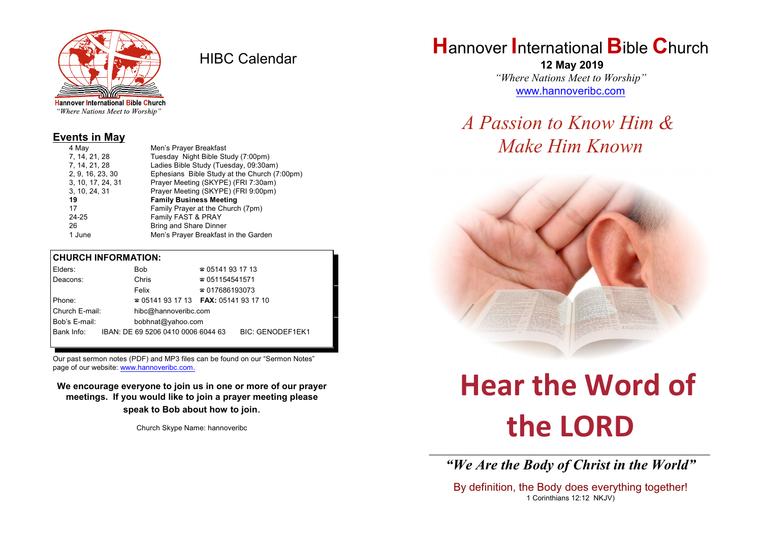Hannover International Bible Church
*"Where Nations Meet to Worship"*

# HIBC Calendar

## Events in May

| | |
|---|---|
| 4 May | Men's Prayer Breakfast |
| 7, 14, 21, 28 | Tuesday Night Bible Study (7:00pm) |
| 7, 14, 21, 28 | Ladies Bible Study (Tuesday, 09:30am) |
| 2, 9, 16, 23, 30 | Ephesians Bible Study at the Church (7:00pm) |
| 3, 10, 17, 24, 31 | Prayer Meeting (SKYPE) (FRI 7:30am) |
| 3, 10, 24, 31 | Prayer Meeting (SKYPE) (FRI 9:00pm) |
| **19** | **Family Business Meeting** |
| 17 | Family Prayer at the Church (7pm) |
| 24-25 | Family FAST & PRAY |
| 26 | Bring and Share Dinner |
| 1 June | Men's Prayer Breakfast in the Garden |

## CHURCH INFORMATION:

| | | |
|---|---|---|
| Elders: | Bob | ☎ 05141 93 17 13 |
| Deacons: | Chris | ☎ 051154541571 |
| | Felix | ☎ 017686193073 |
| Phone: | ☎ 05141 93 17 13 | **FAX:** 05141 93 17 10 |
| Church E-mail: | hibc@hannoveribc.com | |
| Bob's E-mail: | bobhnat@yahoo.com | |
| Bank Info: | IBAN: DE 69 5206 0410 0006 6044 63 | BIC: GENODEF1EK1 |

Our past sermon notes (PDF) and MP3 files can be found on our "Sermon Notes" page of our website: www.hannoveribc.com.

**We encourage everyone to join us in one or more of our prayer meetings. If you would like to join a prayer meeting please speak to Bob about how to join.**

Church Skype Name: hannoveribc

# Hannover International Bible Church

**12 May 2019**

*"Where Nations Meet to Worship"*

www.hannoveribc.com

*A Passion to Know Him & Make Him Known*

# Hear the Word of the LORD

***"We Are the Body of Christ in the World"***

By definition, the Body does everything together!

1 Corinthians 12:12 NKJV)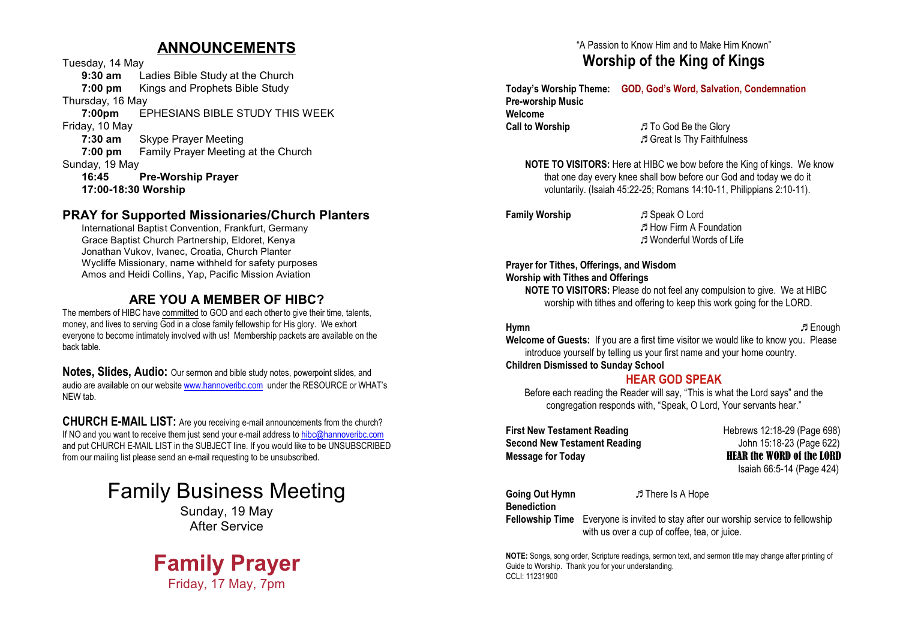## ANNOUNCEMENTS

Tuesday, 14 May

**9:30 am** Ladies Bible Study at the Church

**7:00 pm** Kings and Prophets Bible Study

Thursday, 16 May

**7:00pm** EPHESIANS BIBLE STUDY THIS WEEK

Friday, 10 May

**7:30 am** Skype Prayer Meeting

**7:00 pm** Family Prayer Meeting at the Church

Sunday, 19 May

**16:45 Pre-Worship Prayer**

**17:00-18:30 Worship**

### PRAY for Supported Missionaries/Church Planters

International Baptist Convention, Frankfurt, Germany
Grace Baptist Church Partnership, Eldoret, Kenya
Jonathan Vukov, Ivanec, Croatia, Church Planter
Wycliffe Missionary, name withheld for safety purposes
Amos and Heidi Collins, Yap, Pacific Mission Aviation

### ARE YOU A MEMBER OF HIBC?

The members of HIBC have committed to GOD and each other to give their time, talents, money, and lives to serving God in a close family fellowship for His glory. We exhort everyone to become intimately involved with us! Membership packets are available on the back table.

**Notes, Slides, Audio:** Our sermon and bible study notes, powerpoint slides, and audio are available on our website www.hannoveribc.com under the RESOURCE or WHAT's NEW tab.

**CHURCH E-MAIL LIST:** Are you receiving e-mail announcements from the church? If NO and you want to receive them just send your e-mail address to hibc@hannoveribc.com and put CHURCH E-MAIL LIST in the SUBJECT line. If you would like to be UNSUBSCRIBED from our mailing list please send an e-mail requesting to be unsubscribed.

## Family Business Meeting

Sunday, 19 May
After Service

## Family Prayer

Friday, 17 May, 7pm

"A Passion to Know Him and to Make Him Known"

## Worship of the King of Kings

**Today's Worship Theme:** **GOD, God's Word, Salvation, Condemnation**

**Pre-worship Music**

**Welcome**

**Call to Worship** ♬ To God Be the Glory
♬ Great Is Thy Faithfulness

**NOTE TO VISITORS:** Here at HIBC we bow before the King of kings. We know that one day every knee shall bow before our God and today we do it voluntarily. (Isaiah 45:22-25; Romans 14:10-11, Philippians 2:10-11).

**Family Worship** ♬ Speak O Lord
♬ How Firm A Foundation
♬ Wonderful Words of Life

**Prayer for Tithes, Offerings, and Wisdom**

**Worship with Tithes and Offerings**

**NOTE TO VISITORS:** Please do not feel any compulsion to give. We at HIBC worship with tithes and offering to keep this work going for the LORD.

**Hymn** ♬ Enough

**Welcome of Guests:** If you are a first time visitor we would like to know you. Please introduce yourself by telling us your first name and your home country.

**Children Dismissed to Sunday School**

### HEAR GOD SPEAK

Before each reading the Reader will say, "This is what the Lord says" and the congregation responds with, "Speak, O Lord, Your servants hear."

**First New Testament Reading** Hebrews 12:18-29 (Page 698)

**Second New Testament Reading** John 15:18-23 (Page 622)

**Message for Today** **HEAR the WORD of the LORD**
Isaiah 66:5-14 (Page 424)

**Going Out Hymn** ♬ There Is A Hope

**Benediction**

**Fellowship Time** Everyone is invited to stay after our worship service to fellowship with us over a cup of coffee, tea, or juice.

**NOTE:** Songs, song order, Scripture readings, sermon text, and sermon title may change after printing of Guide to Worship. Thank you for your understanding.
CCLI: 11231900